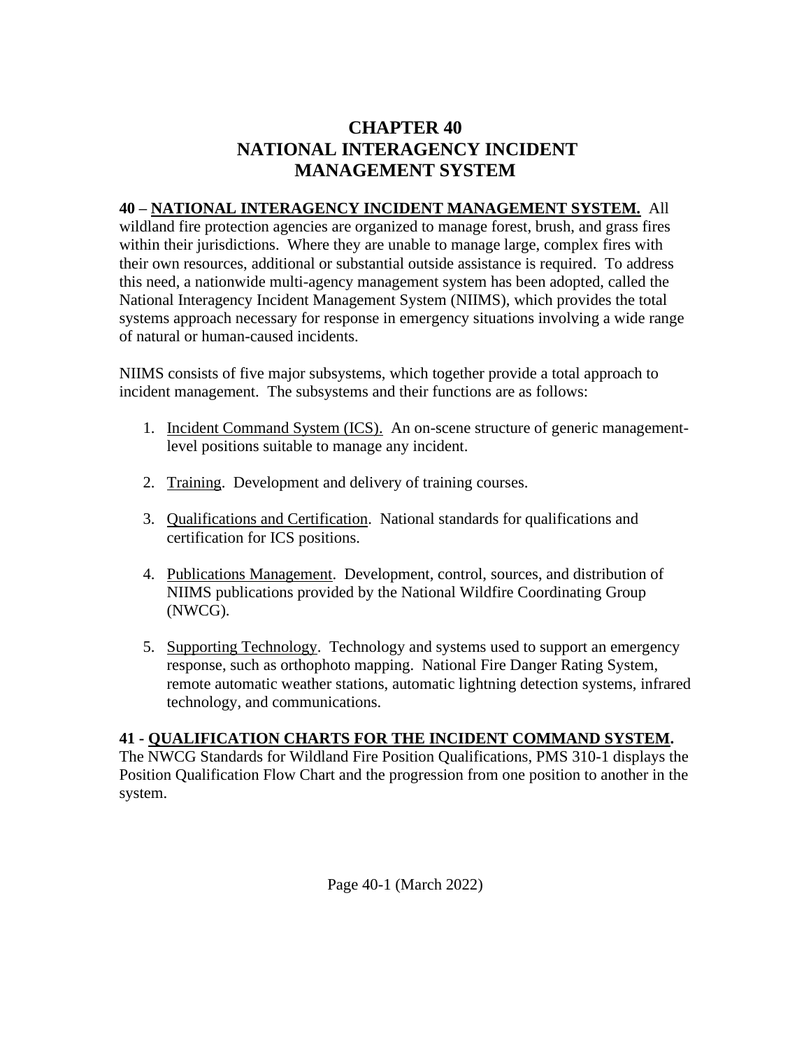# CHAPTER 40
# NATIONAL INTERAGENCY INCIDENT MANAGEMENT SYSTEM

**40 – NATIONAL INTERAGENCY INCIDENT MANAGEMENT SYSTEM.** All wildland fire protection agencies are organized to manage forest, brush, and grass fires within their jurisdictions. Where they are unable to manage large, complex fires with their own resources, additional or substantial outside assistance is required. To address this need, a nationwide multi-agency management system has been adopted, called the National Interagency Incident Management System (NIIMS), which provides the total systems approach necessary for response in emergency situations involving a wide range of natural or human-caused incidents.

NIIMS consists of five major subsystems, which together provide a total approach to incident management. The subsystems and their functions are as follows:

1. Incident Command System (ICS). An on-scene structure of generic management-level positions suitable to manage any incident.

2. Training. Development and delivery of training courses.

3. Qualifications and Certification. National standards for qualifications and certification for ICS positions.

4. Publications Management. Development, control, sources, and distribution of NIIMS publications provided by the National Wildfire Coordinating Group (NWCG).

5. Supporting Technology. Technology and systems used to support an emergency response, such as orthophoto mapping. National Fire Danger Rating System, remote automatic weather stations, automatic lightning detection systems, infrared technology, and communications.

**41 - QUALIFICATION CHARTS FOR THE INCIDENT COMMAND SYSTEM.** The NWCG Standards for Wildland Fire Position Qualifications, PMS 310-1 displays the Position Qualification Flow Chart and the progression from one position to another in the system.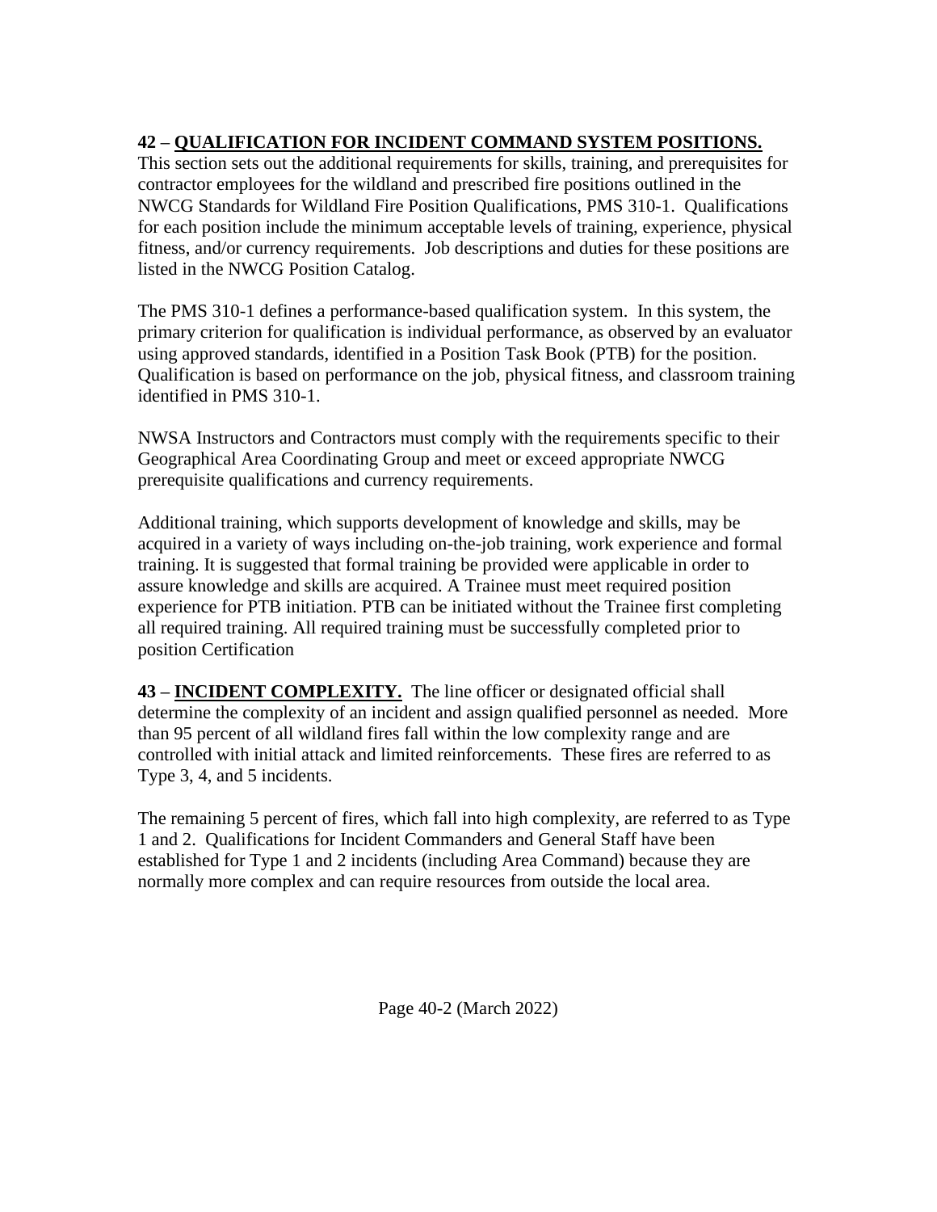**42 – QUALIFICATION FOR INCIDENT COMMAND SYSTEM POSITIONS.**
This section sets out the additional requirements for skills, training, and prerequisites for contractor employees for the wildland and prescribed fire positions outlined in the NWCG Standards for Wildland Fire Position Qualifications, PMS 310-1. Qualifications for each position include the minimum acceptable levels of training, experience, physical fitness, and/or currency requirements. Job descriptions and duties for these positions are listed in the NWCG Position Catalog.

The PMS 310-1 defines a performance-based qualification system. In this system, the primary criterion for qualification is individual performance, as observed by an evaluator using approved standards, identified in a Position Task Book (PTB) for the position. Qualification is based on performance on the job, physical fitness, and classroom training identified in PMS 310-1.

NWSA Instructors and Contractors must comply with the requirements specific to their Geographical Area Coordinating Group and meet or exceed appropriate NWCG prerequisite qualifications and currency requirements.

Additional training, which supports development of knowledge and skills, may be acquired in a variety of ways including on-the-job training, work experience and formal training. It is suggested that formal training be provided were applicable in order to assure knowledge and skills are acquired. A Trainee must meet required position experience for PTB initiation. PTB can be initiated without the Trainee first completing all required training. All required training must be successfully completed prior to position Certification

**43 – INCIDENT COMPLEXITY.** The line officer or designated official shall determine the complexity of an incident and assign qualified personnel as needed. More than 95 percent of all wildland fires fall within the low complexity range and are controlled with initial attack and limited reinforcements. These fires are referred to as Type 3, 4, and 5 incidents.

The remaining 5 percent of fires, which fall into high complexity, are referred to as Type 1 and 2. Qualifications for Incident Commanders and General Staff have been established for Type 1 and 2 incidents (including Area Command) because they are normally more complex and can require resources from outside the local area.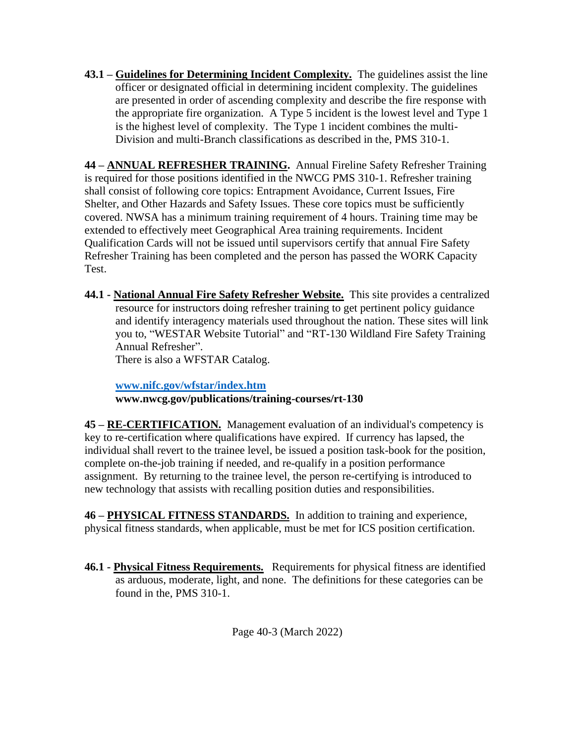**43.1 – Guidelines for Determining Incident Complexity.** The guidelines assist the line officer or designated official in determining incident complexity. The guidelines are presented in order of ascending complexity and describe the fire response with the appropriate fire organization. A Type 5 incident is the lowest level and Type 1 is the highest level of complexity. The Type 1 incident combines the multi-Division and multi-Branch classifications as described in the, PMS 310-1.

**44 – ANNUAL REFRESHER TRAINING.** Annual Fireline Safety Refresher Training is required for those positions identified in the NWCG PMS 310-1. Refresher training shall consist of following core topics: Entrapment Avoidance, Current Issues, Fire Shelter, and Other Hazards and Safety Issues. These core topics must be sufficiently covered. NWSA has a minimum training requirement of 4 hours. Training time may be extended to effectively meet Geographical Area training requirements. Incident Qualification Cards will not be issued until supervisors certify that annual Fire Safety Refresher Training has been completed and the person has passed the WORK Capacity Test.

**44.1 - National Annual Fire Safety Refresher Website.** This site provides a centralized resource for instructors doing refresher training to get pertinent policy guidance and identify interagency materials used throughout the nation. These sites will link you to, "WESTAR Website Tutorial" and "RT-130 Wildland Fire Safety Training Annual Refresher".
There is also a WFSTAR Catalog.

**[www.nifc.gov/wfstar/index.htm](www.nifc.gov/wfstar/index.htm)**
**www.nwcg.gov/publications/training-courses/rt-130**

**45 – RE-CERTIFICATION.** Management evaluation of an individual's competency is key to re-certification where qualifications have expired. If currency has lapsed, the individual shall revert to the trainee level, be issued a position task-book for the position, complete on-the-job training if needed, and re-qualify in a position performance assignment. By returning to the trainee level, the person re-certifying is introduced to new technology that assists with recalling position duties and responsibilities.

**46 – PHYSICAL FITNESS STANDARDS.** In addition to training and experience, physical fitness standards, when applicable, must be met for ICS position certification.

**46.1 - Physical Fitness Requirements.** Requirements for physical fitness are identified as arduous, moderate, light, and none. The definitions for these categories can be found in the, PMS 310-1.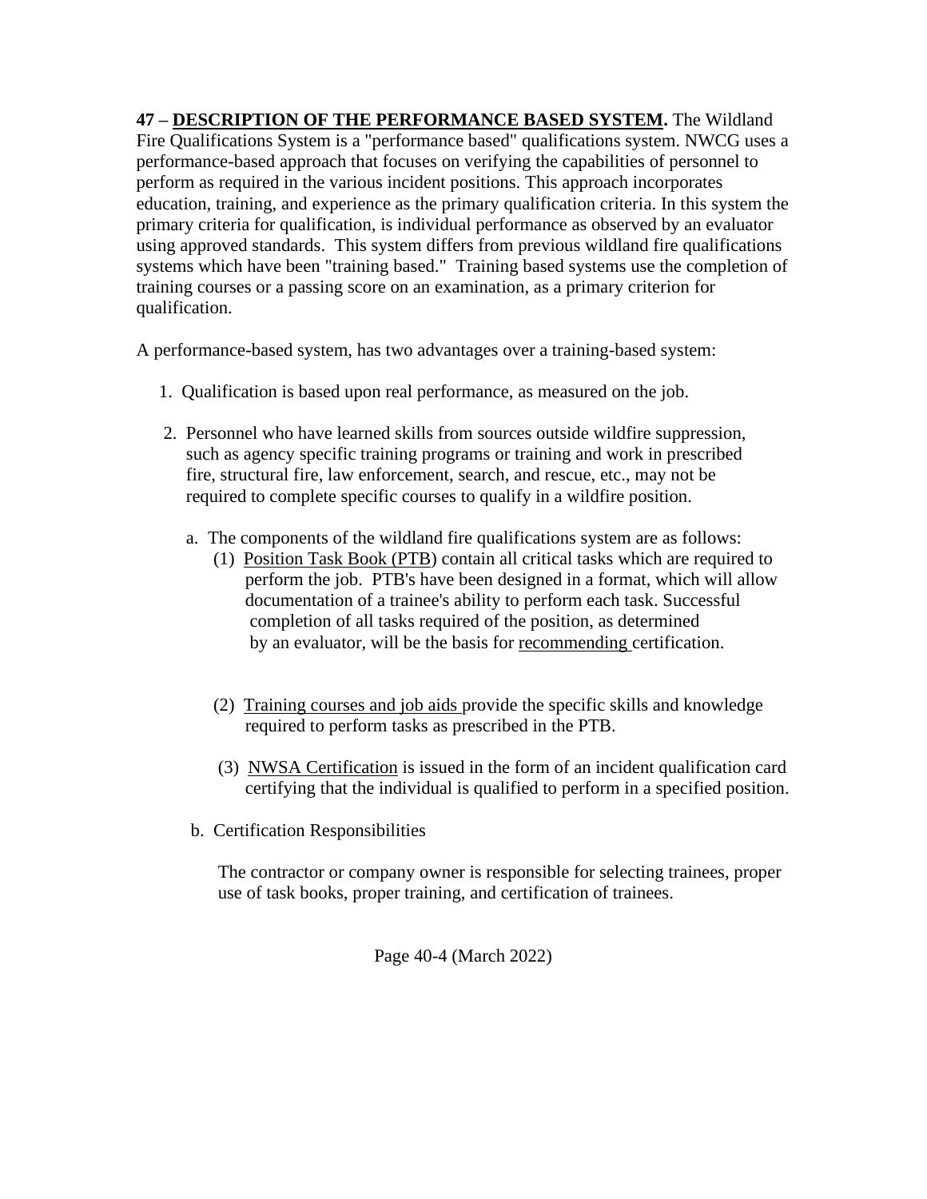**47 – <u>DESCRIPTION OF THE PERFORMANCE BASED SYSTEM</u>.** The Wildland Fire Qualifications System is a "performance based" qualifications system. NWCG uses a performance-based approach that focuses on verifying the capabilities of personnel to perform as required in the various incident positions. This approach incorporates education, training, and experience as the primary qualification criteria. In this system the primary criteria for qualification, is individual performance as observed by an evaluator using approved standards. This system differs from previous wildland fire qualifications systems which have been "training based." Training based systems use the completion of training courses or a passing score on an examination, as a primary criterion for qualification.

A performance-based system, has two advantages over a training-based system:

1. Qualification is based upon real performance, as measured on the job.

2. Personnel who have learned skills from sources outside wildfire suppression, such as agency specific training programs or training and work in prescribed fire, structural fire, law enforcement, search, and rescue, etc., may not be required to complete specific courses to qualify in a wildfire position.

   a. The components of the wildland fire qualifications system are as follows:

      (1) <u>Position Task Book (PTB)</u> contain all critical tasks which are required to perform the job. PTB's have been designed in a format, which will allow documentation of a trainee's ability to perform each task. Successful completion of all tasks required of the position, as determined by an evaluator, will be the basis for <u>recommending</u> certification.

      (2) <u>Training courses and job aids</u> provide the specific skills and knowledge required to perform tasks as prescribed in the PTB.

      (3) <u>NWSA Certification</u> is issued in the form of an incident qualification card certifying that the individual is qualified to perform in a specified position.

   b. Certification Responsibilities

      The contractor or company owner is responsible for selecting trainees, proper use of task books, proper training, and certification of trainees.